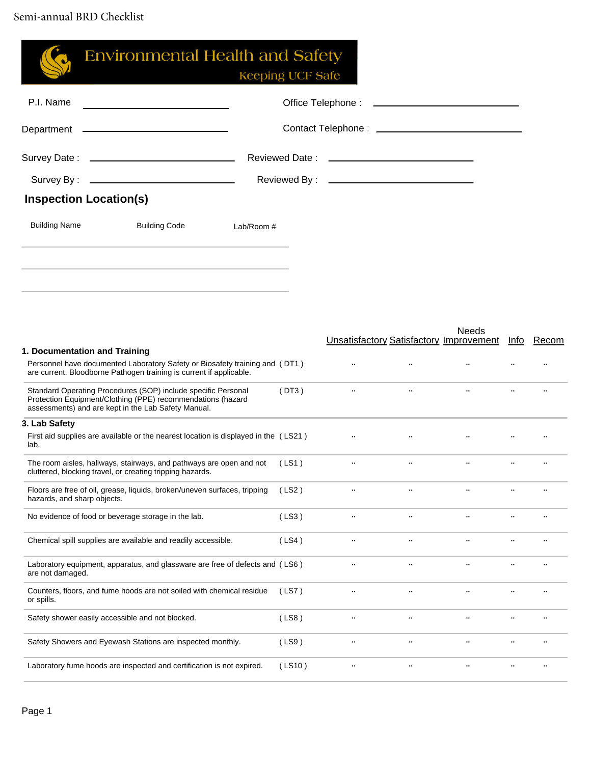Semi-annual BRD Checklist

# Environmental Health and Safety

Keeping UCF Safe

P.I. Name ______________________ Office Telephone : ______________________

Department ______________________ Contact Telephone : ______________________

Survey Date : ______________________ Reviewed Date : ______________________

Survey By : ______________________ Reviewed By : ______________________

## Inspection Location(s)

| Building Name | Building Code | Lab/Room # |
|---|---|---|
| | | |
| | | |
| | | |

| | | Unsatisfactory | Satisfactory | Needs Improvement | Info | Recom |
|---|---|---|---|---|---|---|
| **1. Documentation and Training** | | | | | | |
| Personnel have documented Laboratory Safety or Biosafety training and are current. Bloodborne Pathogen training is current if applicable. | ( DT1 ) | .. | .. | .. | .. | .. |
| Standard Operating Procedures (SOP) include specific Personal Protection Equipment/Clothing (PPE) recommendations (hazard assessments) and are kept in the Lab Safety Manual. | ( DT3 ) | .. | .. | .. | .. | .. |
| **3. Lab Safety** | | | | | | |
| First aid supplies are available or the nearest location is displayed in the lab. | ( LS21 ) | .. | .. | .. | .. | .. |
| The room aisles, hallways, stairways, and pathways are open and not cluttered, blocking travel, or creating tripping hazards. | ( LS1 ) | .. | .. | .. | .. | .. |
| Floors are free of oil, grease, liquids, broken/uneven surfaces, tripping hazards, and sharp objects. | ( LS2 ) | .. | .. | .. | .. | .. |
| No evidence of food or beverage storage in the lab. | ( LS3 ) | .. | .. | .. | .. | .. |
| Chemical spill supplies are available and readily accessible. | ( LS4 ) | .. | .. | .. | .. | .. |
| Laboratory equipment, apparatus, and glassware are free of defects and are not damaged. | ( LS6 ) | .. | .. | .. | .. | .. |
| Counters, floors, and fume hoods are not soiled with chemical residue or spills. | ( LS7 ) | .. | .. | .. | .. | .. |
| Safety shower easily accessible and not blocked. | ( LS8 ) | .. | .. | .. | .. | .. |
| Safety Showers and Eyewash Stations are inspected monthly. | ( LS9 ) | .. | .. | .. | .. | .. |
| Laboratory fume hoods are inspected and certification is not expired. | ( LS10 ) | .. | .. | .. | .. | .. |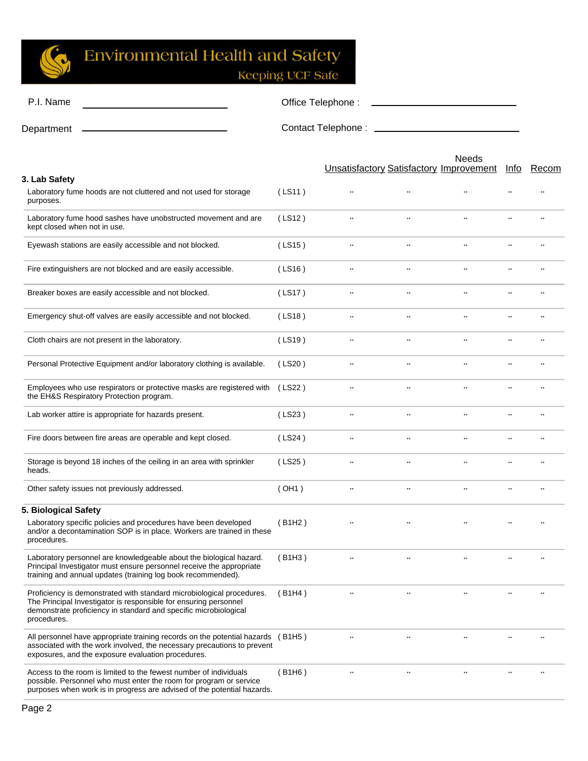Environmental Health and Safety
Keeping UCF Safe

P.I. Name ______________________ Office Telephone : ______________________

Department ______________________ Contact Telephone : ______________________

| | | Unsatisfactory | Satisfactory | Needs Improvement | Info | Recom |
|---|---|---|---|---|---|---|
| **3. Lab Safety** | | | | | | |
| Laboratory fume hoods are not cluttered and not used for storage purposes. | ( LS11 ) | .. | .. | .. | .. | .. |
| Laboratory fume hood sashes have unobstructed movement and are kept closed when not in use. | ( LS12 ) | .. | .. | .. | .. | .. |
| Eyewash stations are easily accessible and not blocked. | ( LS15 ) | .. | .. | .. | .. | .. |
| Fire extinguishers are not blocked and are easily accessible. | ( LS16 ) | .. | .. | .. | .. | .. |
| Breaker boxes are easily accessible and not blocked. | ( LS17 ) | .. | .. | .. | .. | .. |
| Emergency shut-off valves are easily accessible and not blocked. | ( LS18 ) | .. | .. | .. | .. | .. |
| Cloth chairs are not present in the laboratory. | ( LS19 ) | .. | .. | .. | .. | .. |
| Personal Protective Equipment and/or laboratory clothing is available. | ( LS20 ) | .. | .. | .. | .. | .. |
| Employees who use respirators or protective masks are registered with the EH&S Respiratory Protection program. | ( LS22 ) | .. | .. | .. | .. | .. |
| Lab worker attire is appropriate for hazards present. | ( LS23 ) | .. | .. | .. | .. | .. |
| Fire doors between fire areas are operable and kept closed. | ( LS24 ) | .. | .. | .. | .. | .. |
| Storage is beyond 18 inches of the ceiling in an area with sprinkler heads. | ( LS25 ) | .. | .. | .. | .. | .. |
| Other safety issues not previously addressed. | ( OH1 ) | .. | .. | .. | .. | .. |
| **5. Biological Safety** | | | | | | |
| Laboratory specific policies and procedures have been developed and/or a decontamination SOP is in place. Workers are trained in these procedures. | ( B1H2 ) | .. | .. | .. | .. | .. |
| Laboratory personnel are knowledgeable about the biological hazard. Principal Investigator must ensure personnel receive the appropriate training and annual updates (training log book recommended). | ( B1H3 ) | .. | .. | .. | .. | .. |
| Proficiency is demonstrated with standard microbiological procedures. The Principal Investigator is responsible for ensuring personnel demonstrate proficiency in standard and specific microbiological procedures. | ( B1H4 ) | .. | .. | .. | .. | .. |
| All personnel have appropriate training records on the potential hazards associated with the work involved, the necessary precautions to prevent exposures, and the exposure evaluation procedures. | ( B1H5 ) | .. | .. | .. | .. | .. |
| Access to the room is limited to the fewest number of individuals possible. Personnel who must enter the room for program or service purposes when work is in progress are advised of the potential hazards. | ( B1H6 ) | .. | .. | .. | .. | .. |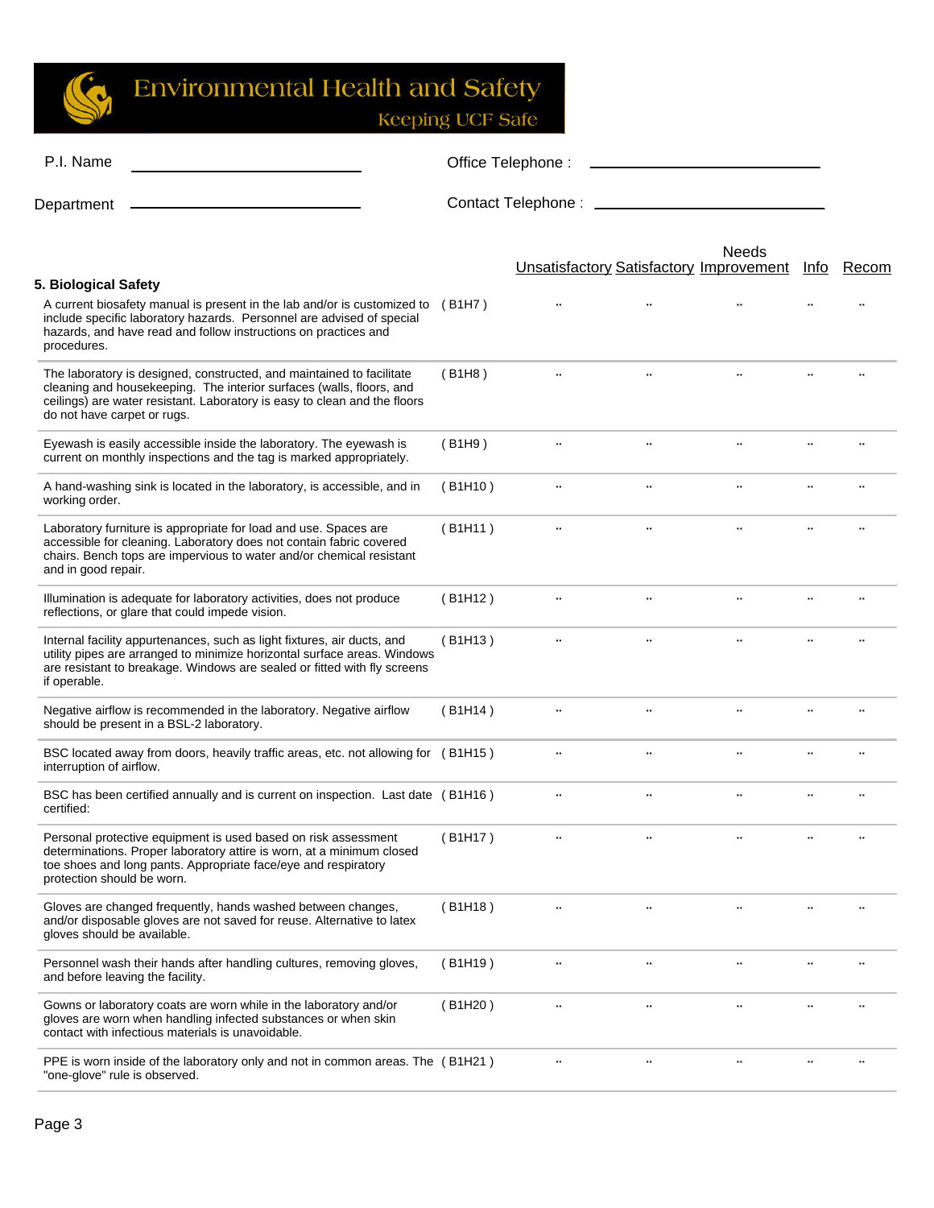**Environmental Health and Safety**
Keeping UCF Safe

P.I. Name ______________________ Office Telephone : ______________________

Department ______________________ Contact Telephone : ______________________

| 5. Biological Safety | | Unsatisfactory | Satisfactory | Needs Improvement | Info | Recom |
|---|---|---|---|---|---|---|
| A current biosafety manual is present in the lab and/or is customized to include specific laboratory hazards. Personnel are advised of special hazards, and have read and follow instructions on practices and procedures. | ( B1H7 ) | .. | .. | .. | .. | .. |
| The laboratory is designed, constructed, and maintained to facilitate cleaning and housekeeping. The interior surfaces (walls, floors, and ceilings) are water resistant. Laboratory is easy to clean and the floors do not have carpet or rugs. | ( B1H8 ) | .. | .. | .. | .. | .. |
| Eyewash is easily accessible inside the laboratory. The eyewash is current on monthly inspections and the tag is marked appropriately. | ( B1H9 ) | .. | .. | .. | .. | .. |
| A hand-washing sink is located in the laboratory, is accessible, and in working order. | ( B1H10 ) | .. | .. | .. | .. | .. |
| Laboratory furniture is appropriate for load and use. Spaces are accessible for cleaning. Laboratory does not contain fabric covered chairs. Bench tops are impervious to water and/or chemical resistant and in good repair. | ( B1H11 ) | .. | .. | .. | .. | .. |
| Illumination is adequate for laboratory activities, does not produce reflections, or glare that could impede vision. | ( B1H12 ) | .. | .. | .. | .. | .. |
| Internal facility appurtenances, such as light fixtures, air ducts, and utility pipes are arranged to minimize horizontal surface areas. Windows are resistant to breakage. Windows are sealed or fitted with fly screens if operable. | ( B1H13 ) | .. | .. | .. | .. | .. |
| Negative airflow is recommended in the laboratory. Negative airflow should be present in a BSL-2 laboratory. | ( B1H14 ) | .. | .. | .. | .. | .. |
| BSC located away from doors, heavily traffic areas, etc. not allowing for interruption of airflow. | ( B1H15 ) | .. | .. | .. | .. | .. |
| BSC has been certified annually and is current on inspection. Last date certified: | ( B1H16 ) | .. | .. | .. | .. | .. |
| Personal protective equipment is used based on risk assessment determinations. Proper laboratory attire is worn, at a minimum closed toe shoes and long pants. Appropriate face/eye and respiratory protection should be worn. | ( B1H17 ) | .. | .. | .. | .. | .. |
| Gloves are changed frequently, hands washed between changes, and/or disposable gloves are not saved for reuse. Alternative to latex gloves should be available. | ( B1H18 ) | .. | .. | .. | .. | .. |
| Personnel wash their hands after handling cultures, removing gloves, and before leaving the facility. | ( B1H19 ) | .. | .. | .. | .. | .. |
| Gowns or laboratory coats are worn while in the laboratory and/or gloves are worn when handling infected substances or when skin contact with infectious materials is unavoidable. | ( B1H20 ) | .. | .. | .. | .. | .. |
| PPE is worn inside of the laboratory only and not in common areas. The "one-glove" rule is observed. | ( B1H21 ) | .. | .. | .. | .. | .. |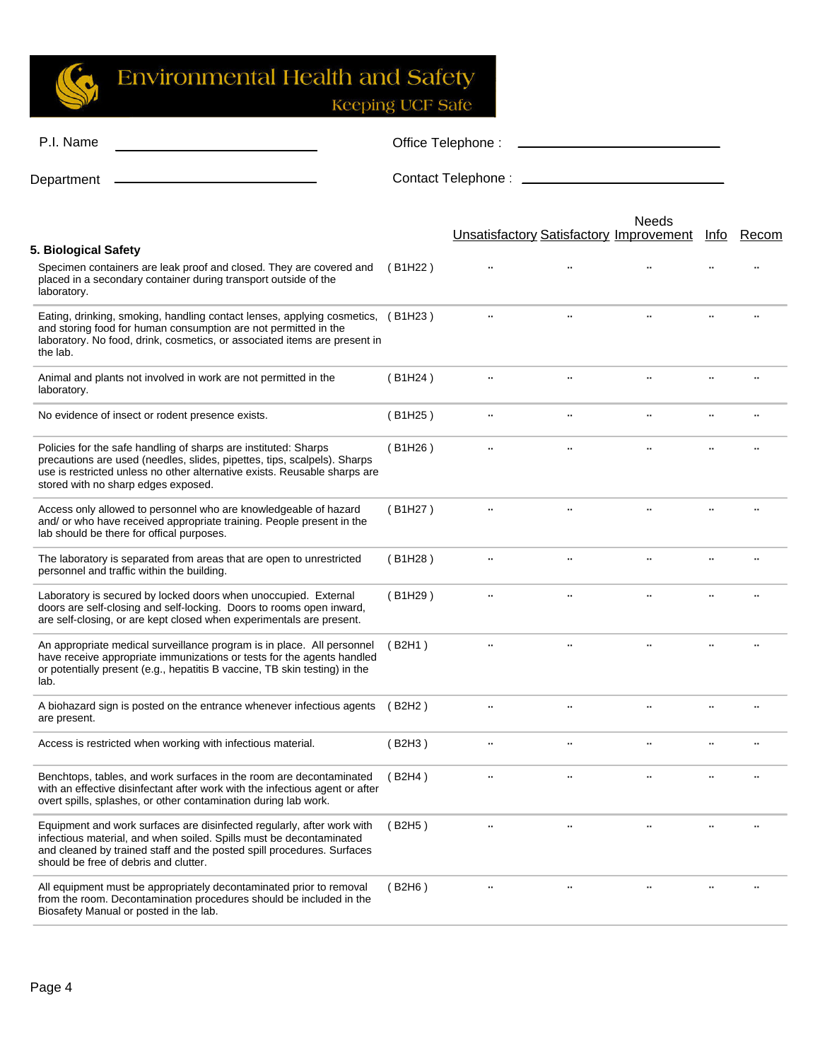# Environmental Health and Safety

Keeping UCF Safe

P.I. Name ____________________ Office Telephone : ____________________

Department ____________________ Contact Telephone : ____________________

| **5. Biological Safety** | | Unsatisfactory | Satisfactory | Needs Improvement | Info | Recom |
|---|---|---|---|---|---|---|
| Specimen containers are leak proof and closed. They are covered and placed in a secondary container during transport outside of the laboratory. | ( B1H22 ) | ¨ | ¨ | ¨ | ¨ | ¨ |
| Eating, drinking, smoking, handling contact lenses, applying cosmetics, and storing food for human consumption are not permitted in the laboratory. No food, drink, cosmetics, or associated items are present in the lab. | ( B1H23 ) | ¨ | ¨ | ¨ | ¨ | ¨ |
| Animal and plants not involved in work are not permitted in the laboratory. | ( B1H24 ) | ¨ | ¨ | ¨ | ¨ | ¨ |
| No evidence of insect or rodent presence exists. | ( B1H25 ) | ¨ | ¨ | ¨ | ¨ | ¨ |
| Policies for the safe handling of sharps are instituted: Sharps precautions are used (needles, slides, pipettes, tips, scalpels). Sharps use is restricted unless no other alternative exists. Reusable sharps are stored with no sharp edges exposed. | ( B1H26 ) | ¨ | ¨ | ¨ | ¨ | ¨ |
| Access only allowed to personnel who are knowledgeable of hazard and/ or who have received appropriate training. People present in the lab should be there for offical purposes. | ( B1H27 ) | ¨ | ¨ | ¨ | ¨ | ¨ |
| The laboratory is separated from areas that are open to unrestricted personnel and traffic within the building. | ( B1H28 ) | ¨ | ¨ | ¨ | ¨ | ¨ |
| Laboratory is secured by locked doors when unoccupied. External doors are self-closing and self-locking. Doors to rooms open inward, are self-closing, or are kept closed when experimentals are present. | ( B1H29 ) | ¨ | ¨ | ¨ | ¨ | ¨ |
| An appropriate medical surveillance program is in place. All personnel have receive appropriate immunizations or tests for the agents handled or potentially present (e.g., hepatitis B vaccine, TB skin testing) in the lab. | ( B2H1 ) | ¨ | ¨ | ¨ | ¨ | ¨ |
| A biohazard sign is posted on the entrance whenever infectious agents are present. | ( B2H2 ) | ¨ | ¨ | ¨ | ¨ | ¨ |
| Access is restricted when working with infectious material. | ( B2H3 ) | ¨ | ¨ | ¨ | ¨ | ¨ |
| Benchtops, tables, and work surfaces in the room are decontaminated with an effective disinfectant after work with the infectious agent or after overt spills, splashes, or other contamination during lab work. | ( B2H4 ) | ¨ | ¨ | ¨ | ¨ | ¨ |
| Equipment and work surfaces are disinfected regularly, after work with infectious material, and when soiled. Spills must be decontaminated and cleaned by trained staff and the posted spill procedures. Surfaces should be free of debris and clutter. | ( B2H5 ) | ¨ | ¨ | ¨ | ¨ | ¨ |
| All equipment must be appropriately decontaminated prior to removal from the room. Decontamination procedures should be included in the Biosafety Manual or posted in the lab. | ( B2H6 ) | ¨ | ¨ | ¨ | ¨ | ¨ |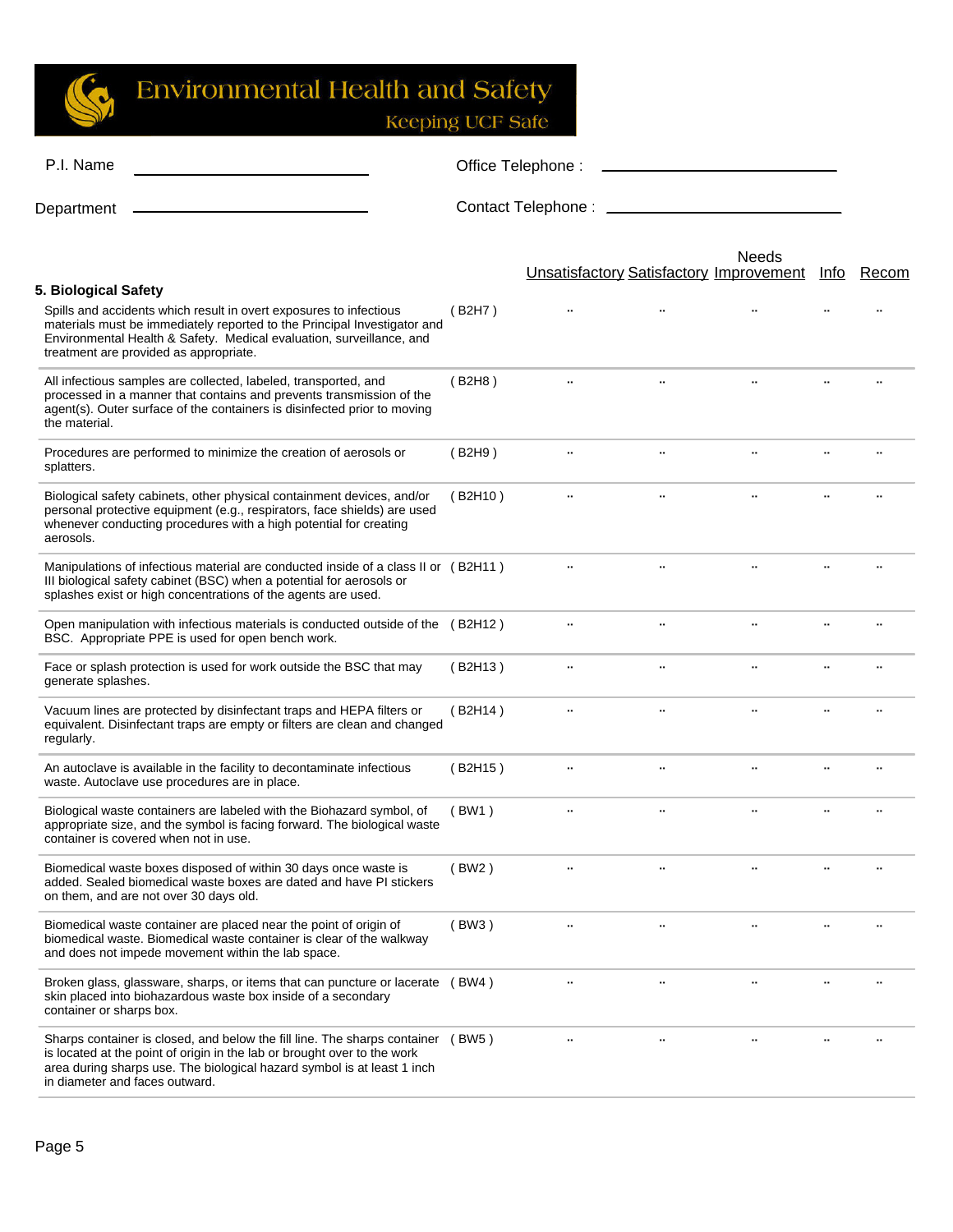# Environmental Health and Safety

Keeping UCF Safe

P.I. Name \_\_\_\_\_\_\_\_\_\_\_\_\_\_\_\_\_\_\_\_ Office Telephone : \_\_\_\_\_\_\_\_\_\_\_\_\_\_\_\_\_\_\_\_

Department \_\_\_\_\_\_\_\_\_\_\_\_\_\_\_\_\_\_\_\_ Contact Telephone : \_\_\_\_\_\_\_\_\_\_\_\_\_\_\_\_\_\_\_\_

| 5. Biological Safety | | Unsatisfactory | Satisfactory | Needs Improvement | Info | Recom |
|---|---|---|---|---|---|---|
| Spills and accidents which result in overt exposures to infectious materials must be immediately reported to the Principal Investigator and Environmental Health & Safety. Medical evaluation, surveillance, and treatment are provided as appropriate. | ( B2H7 ) | .. | .. | .. | .. | .. |
| All infectious samples are collected, labeled, transported, and processed in a manner that contains and prevents transmission of the agent(s). Outer surface of the containers is disinfected prior to moving the material. | ( B2H8 ) | .. | .. | .. | .. | .. |
| Procedures are performed to minimize the creation of aerosols or splatters. | ( B2H9 ) | .. | .. | .. | .. | .. |
| Biological safety cabinets, other physical containment devices, and/or personal protective equipment (e.g., respirators, face shields) are used whenever conducting procedures with a high potential for creating aerosols. | ( B2H10 ) | .. | .. | .. | .. | .. |
| Manipulations of infectious material are conducted inside of a class II or III biological safety cabinet (BSC) when a potential for aerosols or splashes exist or high concentrations of the agents are used. | ( B2H11 ) | .. | .. | .. | .. | .. |
| Open manipulation with infectious materials is conducted outside of the BSC. Appropriate PPE is used for open bench work. | ( B2H12 ) | .. | .. | .. | .. | .. |
| Face or splash protection is used for work outside the BSC that may generate splashes. | ( B2H13 ) | .. | .. | .. | .. | .. |
| Vacuum lines are protected by disinfectant traps and HEPA filters or equivalent. Disinfectant traps are empty or filters are clean and changed regularly. | ( B2H14 ) | .. | .. | .. | .. | .. |
| An autoclave is available in the facility to decontaminate infectious waste. Autoclave use procedures are in place. | ( B2H15 ) | .. | .. | .. | .. | .. |
| Biological waste containers are labeled with the Biohazard symbol, of appropriate size, and the symbol is facing forward. The biological waste container is covered when not in use. | ( BW1 ) | .. | .. | .. | .. | .. |
| Biomedical waste boxes disposed of within 30 days once waste is added. Sealed biomedical waste boxes are dated and have PI stickers on them, and are not over 30 days old. | ( BW2 ) | .. | .. | .. | .. | .. |
| Biomedical waste container are placed near the point of origin of biomedical waste. Biomedical waste container is clear of the walkway and does not impede movement within the lab space. | ( BW3 ) | .. | .. | .. | .. | .. |
| Broken glass, glassware, sharps, or items that can puncture or lacerate skin placed into biohazardous waste box inside of a secondary container or sharps box. | ( BW4 ) | .. | .. | .. | .. | .. |
| Sharps container is closed, and below the fill line. The sharps container is located at the point of origin in the lab or brought over to the work area during sharps use. The biological hazard symbol is at least 1 inch in diameter and faces outward. | ( BW5 ) | .. | .. | .. | .. | .. |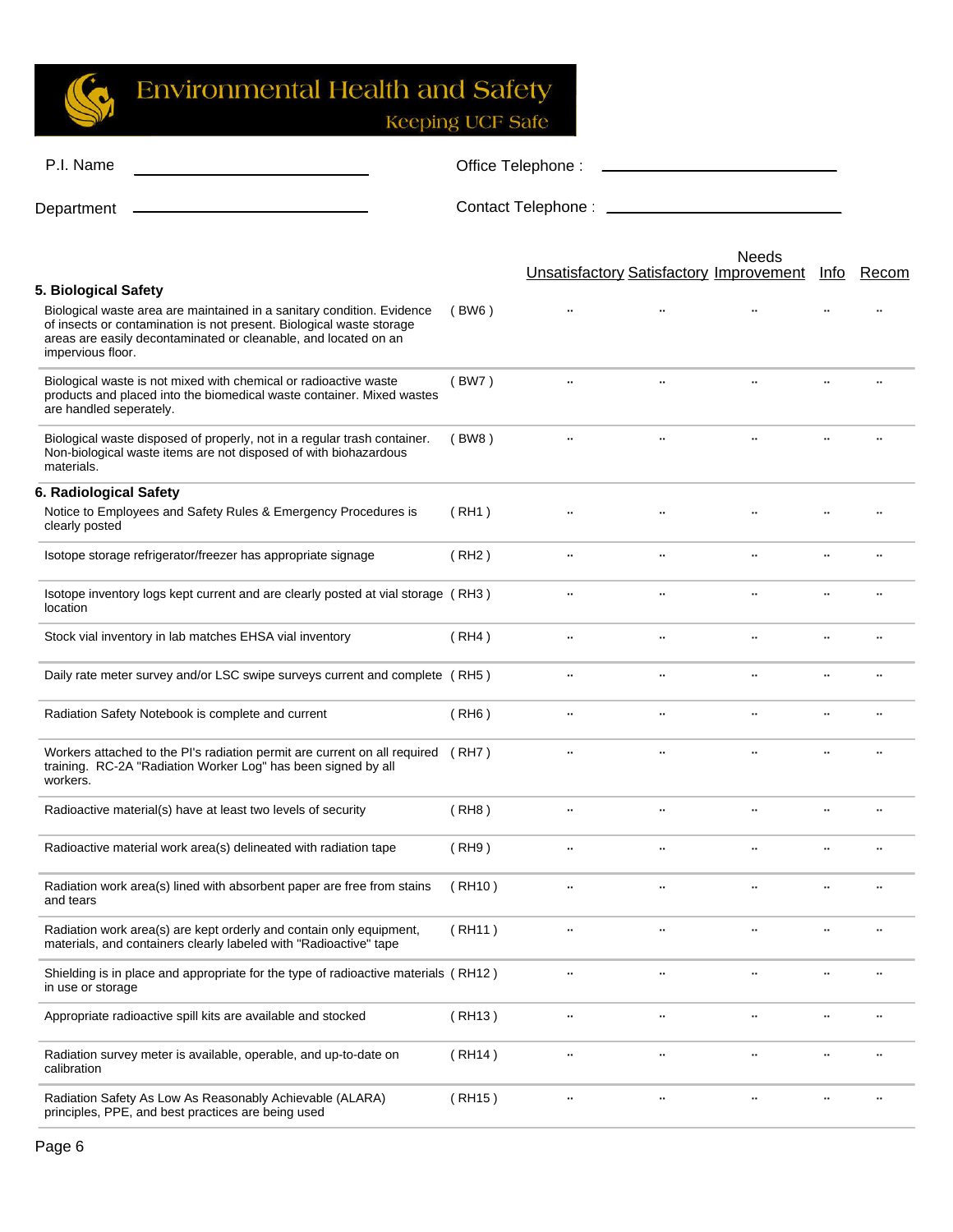# Environmental Health and Safety

Keeping UCF Safe

P.I. Name ______________________ Office Telephone : ______________________

Department ______________________ Contact Telephone : ______________________

| | | Unsatisfactory | Satisfactory | Needs Improvement | Info | Recom |
|---|---|---|---|---|---|---|
| **5. Biological Safety** | | | | | | |
| Biological waste area are maintained in a sanitary condition. Evidence of insects or contamination is not present. Biological waste storage areas are easily decontaminated or cleanable, and located on an impervious floor. | ( BW6 ) | ¨ | ¨ | ¨ | ¨ | ¨ |
| Biological waste is not mixed with chemical or radioactive waste products and placed into the biomedical waste container. Mixed wastes are handled seperately. | ( BW7 ) | ¨ | ¨ | ¨ | ¨ | ¨ |
| Biological waste disposed of properly, not in a regular trash container. Non-biological waste items are not disposed of with biohazardous materials. | ( BW8 ) | ¨ | ¨ | ¨ | ¨ | ¨ |
| **6. Radiological Safety** | | | | | | |
| Notice to Employees and Safety Rules & Emergency Procedures is clearly posted | ( RH1 ) | ¨ | ¨ | ¨ | ¨ | ¨ |
| Isotope storage refrigerator/freezer has appropriate signage | ( RH2 ) | ¨ | ¨ | ¨ | ¨ | ¨ |
| Isotope inventory logs kept current and are clearly posted at vial storage location | ( RH3 ) | ¨ | ¨ | ¨ | ¨ | ¨ |
| Stock vial inventory in lab matches EHSA vial inventory | ( RH4 ) | ¨ | ¨ | ¨ | ¨ | ¨ |
| Daily rate meter survey and/or LSC swipe surveys current and complete | ( RH5 ) | ¨ | ¨ | ¨ | ¨ | ¨ |
| Radiation Safety Notebook is complete and current | ( RH6 ) | ¨ | ¨ | ¨ | ¨ | ¨ |
| Workers attached to the PI's radiation permit are current on all required training. RC-2A "Radiation Worker Log" has been signed by all workers. | ( RH7 ) | ¨ | ¨ | ¨ | ¨ | ¨ |
| Radioactive material(s) have at least two levels of security | ( RH8 ) | ¨ | ¨ | ¨ | ¨ | ¨ |
| Radioactive material work area(s) delineated with radiation tape | ( RH9 ) | ¨ | ¨ | ¨ | ¨ | ¨ |
| Radiation work area(s) lined with absorbent paper are free from stains and tears | ( RH10 ) | ¨ | ¨ | ¨ | ¨ | ¨ |
| Radiation work area(s) are kept orderly and contain only equipment, materials, and containers clearly labeled with "Radioactive" tape | ( RH11 ) | ¨ | ¨ | ¨ | ¨ | ¨ |
| Shielding is in place and appropriate for the type of radioactive materials in use or storage | ( RH12 ) | ¨ | ¨ | ¨ | ¨ | ¨ |
| Appropriate radioactive spill kits are available and stocked | ( RH13 ) | ¨ | ¨ | ¨ | ¨ | ¨ |
| Radiation survey meter is available, operable, and up-to-date on calibration | ( RH14 ) | ¨ | ¨ | ¨ | ¨ | ¨ |
| Radiation Safety As Low As Reasonably Achievable (ALARA) principles, PPE, and best practices are being used | ( RH15 ) | ¨ | ¨ | ¨ | ¨ | ¨ |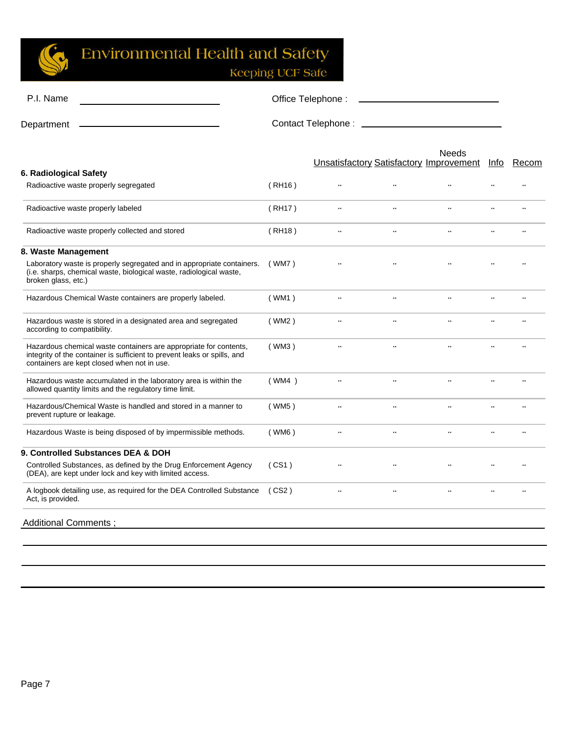Environmental Health and Safety
Keeping UCF Safe

P.I. Name ______________________  Office Telephone : ______________________

Department ______________________  Contact Telephone : ______________________

| | | Unsatisfactory | Satisfactory | Needs Improvement | Info | Recom |
|---|---|---|---|---|---|---|
| **6. Radiological Safety** | | | | | | |
| Radioactive waste properly segregated | ( RH16 ) | .. | .. | .. | .. | .. |
| Radioactive waste properly labeled | ( RH17 ) | .. | .. | .. | .. | .. |
| Radioactive waste properly collected and stored | ( RH18 ) | .. | .. | .. | .. | .. |
| **8. Waste Management** | | | | | | |
| Laboratory waste is properly segregated and in appropriate containers. (i.e. sharps, chemical waste, biological waste, radiological waste, broken glass, etc.) | ( WM7 ) | .. | .. | .. | .. | .. |
| Hazardous Chemical Waste containers are properly labeled. | ( WM1 ) | .. | .. | .. | .. | .. |
| Hazardous waste is stored in a designated area and segregated according to compatibility. | ( WM2 ) | .. | .. | .. | .. | .. |
| Hazardous chemical waste containers are appropriate for contents, integrity of the container is sufficient to prevent leaks or spills, and containers are kept closed when not in use. | ( WM3 ) | .. | .. | .. | .. | .. |
| Hazardous waste accumulated in the laboratory area is within the allowed quantity limits and the regulatory time limit. | ( WM4 ) | .. | .. | .. | .. | .. |
| Hazardous/Chemical Waste is handled and stored in a manner to prevent rupture or leakage. | ( WM5 ) | .. | .. | .. | .. | .. |
| Hazardous Waste is being disposed of by impermissible methods. | ( WM6 ) | .. | .. | .. | .. | .. |
| **9. Controlled Substances DEA & DOH** | | | | | | |
| Controlled Substances, as defined by the Drug Enforcement Agency (DEA), are kept under lock and key with limited access. | ( CS1 ) | .. | .. | .. | .. | .. |
| A logbook detailing use, as required for the DEA Controlled Substance Act, is provided. | ( CS2 ) | .. | .. | .. | .. | .. |

Additional Comments ; ______________________________________________